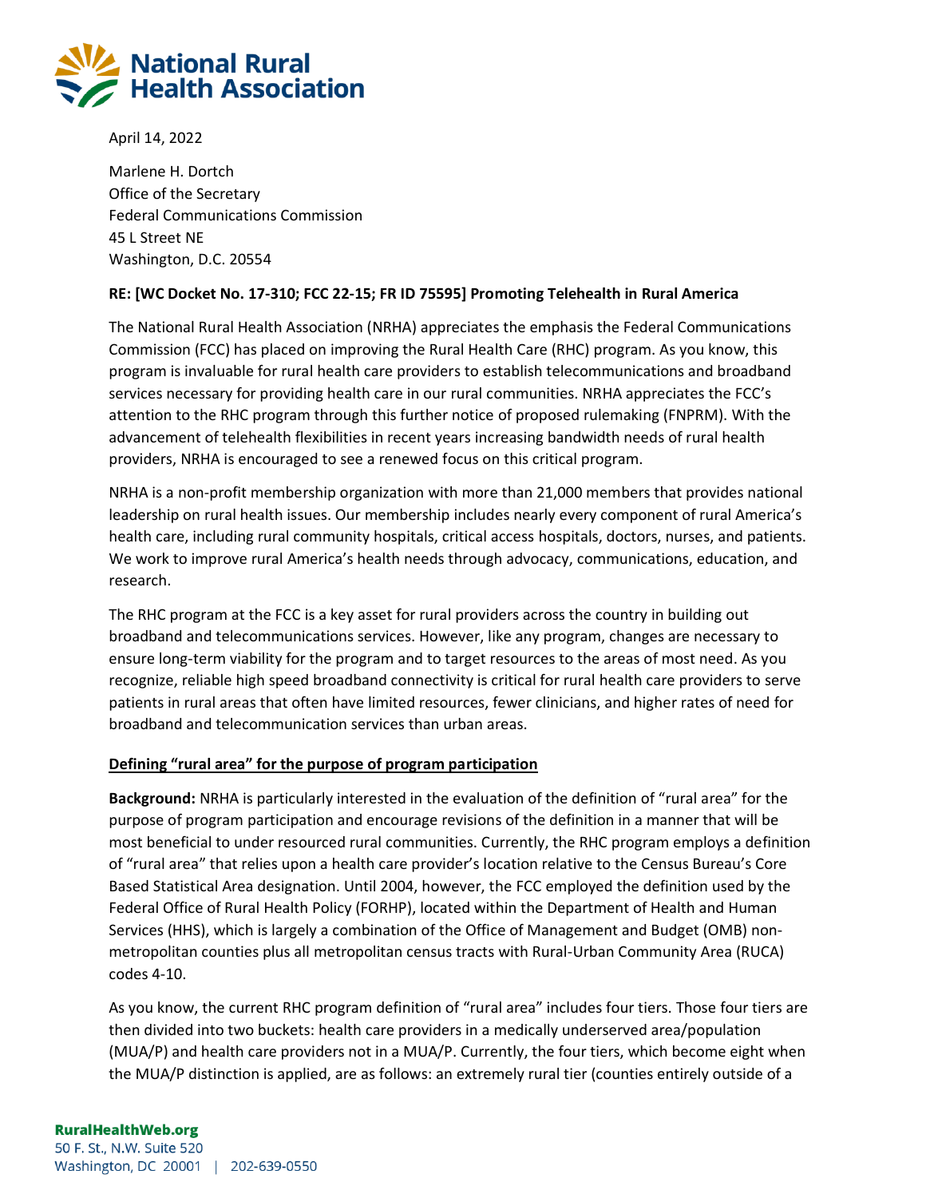# National Rural Health Association

April 14, 2022

Marlene H. Dortch
Office of the Secretary
Federal Communications Commission
45 L Street NE
Washington, D.C. 20554

**RE: [WC Docket No. 17-310; FCC 22-15; FR ID 75595] Promoting Telehealth in Rural America**

The National Rural Health Association (NRHA) appreciates the emphasis the Federal Communications Commission (FCC) has placed on improving the Rural Health Care (RHC) program. As you know, this program is invaluable for rural health care providers to establish telecommunications and broadband services necessary for providing health care in our rural communities. NRHA appreciates the FCC's attention to the RHC program through this further notice of proposed rulemaking (FNPRM). With the advancement of telehealth flexibilities in recent years increasing bandwidth needs of rural health providers, NRHA is encouraged to see a renewed focus on this critical program.

NRHA is a non-profit membership organization with more than 21,000 members that provides national leadership on rural health issues. Our membership includes nearly every component of rural America's health care, including rural community hospitals, critical access hospitals, doctors, nurses, and patients. We work to improve rural America's health needs through advocacy, communications, education, and research.

The RHC program at the FCC is a key asset for rural providers across the country in building out broadband and telecommunications services. However, like any program, changes are necessary to ensure long-term viability for the program and to target resources to the areas of most need. As you recognize, reliable high speed broadband connectivity is critical for rural health care providers to serve patients in rural areas that often have limited resources, fewer clinicians, and higher rates of need for broadband and telecommunication services than urban areas.

## Defining "rural area" for the purpose of program participation

**Background:** NRHA is particularly interested in the evaluation of the definition of "rural area" for the purpose of program participation and encourage revisions of the definition in a manner that will be most beneficial to under resourced rural communities. Currently, the RHC program employs a definition of "rural area" that relies upon a health care provider's location relative to the Census Bureau's Core Based Statistical Area designation. Until 2004, however, the FCC employed the definition used by the Federal Office of Rural Health Policy (FORHP), located within the Department of Health and Human Services (HHS), which is largely a combination of the Office of Management and Budget (OMB) non-metropolitan counties plus all metropolitan census tracts with Rural-Urban Community Area (RUCA) codes 4-10.

As you know, the current RHC program definition of "rural area" includes four tiers. Those four tiers are then divided into two buckets: health care providers in a medically underserved area/population (MUA/P) and health care providers not in a MUA/P. Currently, the four tiers, which become eight when the MUA/P distinction is applied, are as follows: an extremely rural tier (counties entirely outside of a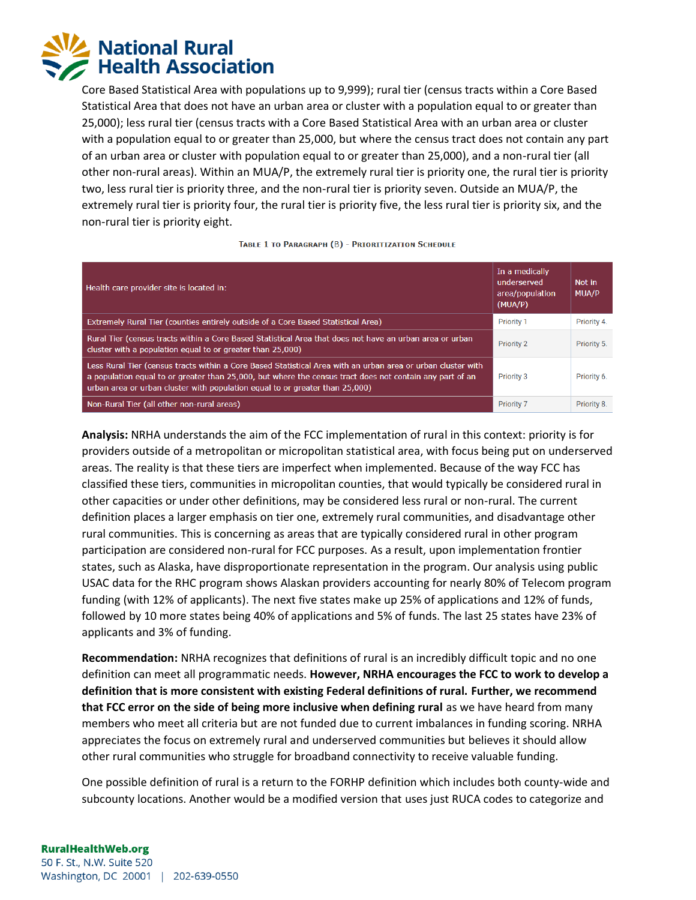Core Based Statistical Area with populations up to 9,999); rural tier (census tracts within a Core Based Statistical Area that does not have an urban area or cluster with a population equal to or greater than 25,000); less rural tier (census tracts with a Core Based Statistical Area with an urban area or cluster with a population equal to or greater than 25,000, but where the census tract does not contain any part of an urban area or cluster with population equal to or greater than 25,000), and a non-rural tier (all other non-rural areas). Within an MUA/P, the extremely rural tier is priority one, the rural tier is priority two, less rural tier is priority three, and the non-rural tier is priority seven. Outside an MUA/P, the extremely rural tier is priority four, the rural tier is priority five, the less rural tier is priority six, and the non-rural tier is priority eight.

TABLE 1 TO PARAGRAPH (B) - PRIORITIZATION SCHEDULE

| Health care provider site is located in: | In a medically underserved area/population (MUA/P) | Not in MUA/P |
|---|---|---|
| Extremely Rural Tier (counties entirely outside of a Core Based Statistical Area) | Priority 1 | Priority 4. |
| Rural Tier (census tracts within a Core Based Statistical Area that does not have an urban area or urban cluster with a population equal to or greater than 25,000) | Priority 2 | Priority 5. |
| Less Rural Tier (census tracts within a Core Based Statistical Area with an urban area or urban cluster with a population equal to or greater than 25,000, but where the census tract does not contain any part of an urban area or urban cluster with population equal to or greater than 25,000) | Priority 3 | Priority 6. |
| Non-Rural Tier (all other non-rural areas) | Priority 7 | Priority 8. |

**Analysis:** NRHA understands the aim of the FCC implementation of rural in this context: priority is for providers outside of a metropolitan or micropolitan statistical area, with focus being put on underserved areas. The reality is that these tiers are imperfect when implemented. Because of the way FCC has classified these tiers, communities in micropolitan counties, that would typically be considered rural in other capacities or under other definitions, may be considered less rural or non-rural. The current definition places a larger emphasis on tier one, extremely rural communities, and disadvantage other rural communities. This is concerning as areas that are typically considered rural in other program participation are considered non-rural for FCC purposes. As a result, upon implementation frontier states, such as Alaska, have disproportionate representation in the program. Our analysis using public USAC data for the RHC program shows Alaskan providers accounting for nearly 80% of Telecom program funding (with 12% of applicants). The next five states make up 25% of applications and 12% of funds, followed by 10 more states being 40% of applications and 5% of funds. The last 25 states have 23% of applicants and 3% of funding.

**Recommendation:** NRHA recognizes that definitions of rural is an incredibly difficult topic and no one definition can meet all programmatic needs. **However, NRHA encourages the FCC to work to develop a definition that is more consistent with existing Federal definitions of rural. Further, we recommend that FCC error on the side of being more inclusive when defining rural** as we have heard from many members who meet all criteria but are not funded due to current imbalances in funding scoring. NRHA appreciates the focus on extremely rural and underserved communities but believes it should allow other rural communities who struggle for broadband connectivity to receive valuable funding.

One possible definition of rural is a return to the FORHP definition which includes both county-wide and subcounty locations. Another would be a modified version that uses just RUCA codes to categorize and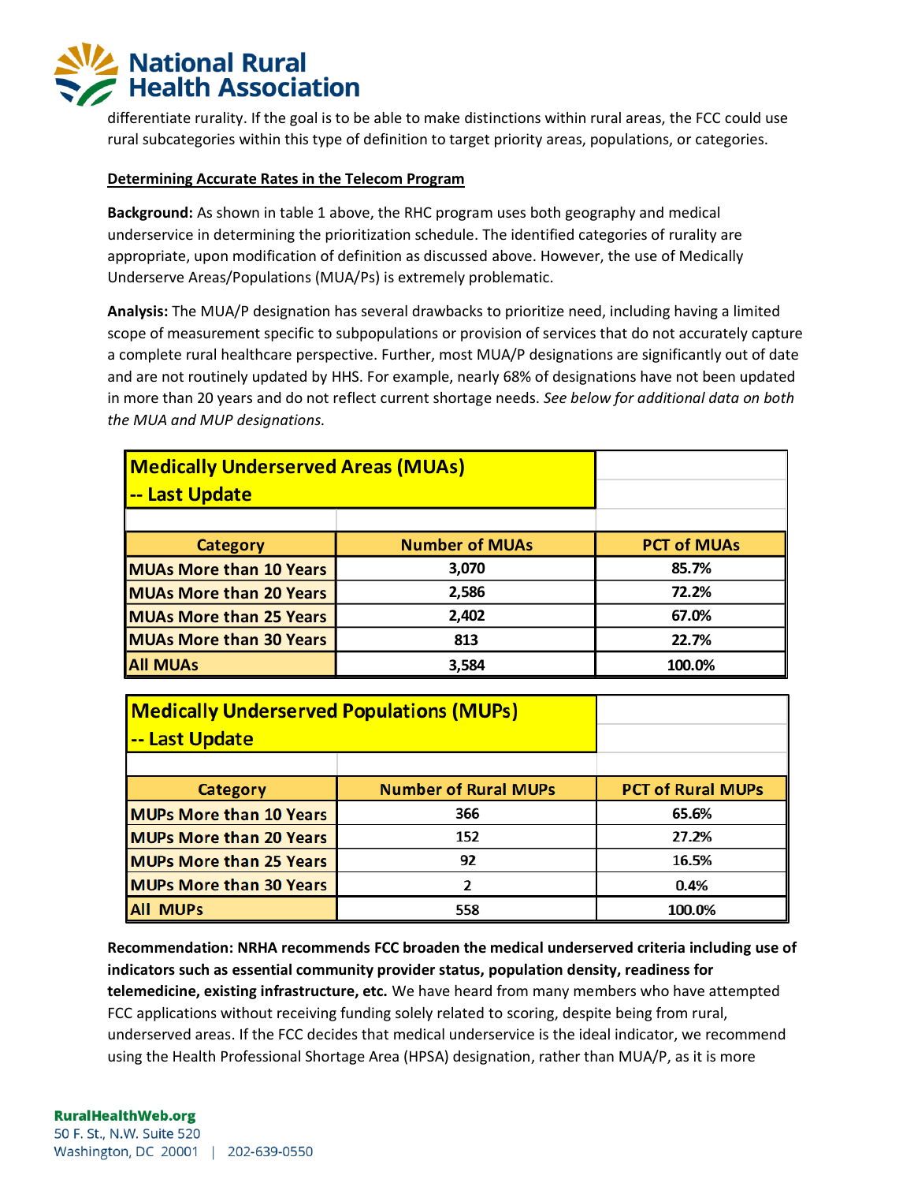differentiate rurality. If the goal is to be able to make distinctions within rural areas, the FCC could use rural subcategories within this type of definition to target priority areas, populations, or categories.

**Determining Accurate Rates in the Telecom Program**

**Background:** As shown in table 1 above, the RHC program uses both geography and medical underservice in determining the prioritization schedule. The identified categories of rurality are appropriate, upon modification of definition as discussed above. However, the use of Medically Underserve Areas/Populations (MUA/Ps) is extremely problematic.

**Analysis:** The MUA/P designation has several drawbacks to prioritize need, including having a limited scope of measurement specific to subpopulations or provision of services that do not accurately capture a complete rural healthcare perspective. Further, most MUA/P designations are significantly out of date and are not routinely updated by HHS. For example, nearly 68% of designations have not been updated in more than 20 years and do not reflect current shortage needs. *See below for additional data on both the MUA and MUP designations.*

| Medically Underserved Areas (MUAs) -- Last Update | | |
|---|---|---|
| **Category** | **Number of MUAs** | **PCT of MUAs** |
| MUAs More than 10 Years | 3,070 | 85.7% |
| MUAs More than 20 Years | 2,586 | 72.2% |
| MUAs More than 25 Years | 2,402 | 67.0% |
| MUAs More than 30 Years | 813 | 22.7% |
| All MUAs | 3,584 | 100.0% |

| Medically Underserved Populations (MUPs) -- Last Update | | |
|---|---|---|
| **Category** | **Number of Rural MUPs** | **PCT of Rural MUPs** |
| MUPs More than 10 Years | 366 | 65.6% |
| MUPs More than 20 Years | 152 | 27.2% |
| MUPs More than 25 Years | 92 | 16.5% |
| MUPs More than 30 Years | 2 | 0.4% |
| All MUPs | 558 | 100.0% |

**Recommendation: NRHA recommends FCC broaden the medical underserved criteria including use of indicators such as essential community provider status, population density, readiness for telemedicine, existing infrastructure, etc.** We have heard from many members who have attempted FCC applications without receiving funding solely related to scoring, despite being from rural, underserved areas. If the FCC decides that medical underservice is the ideal indicator, we recommend using the Health Professional Shortage Area (HPSA) designation, rather than MUA/P, as it is more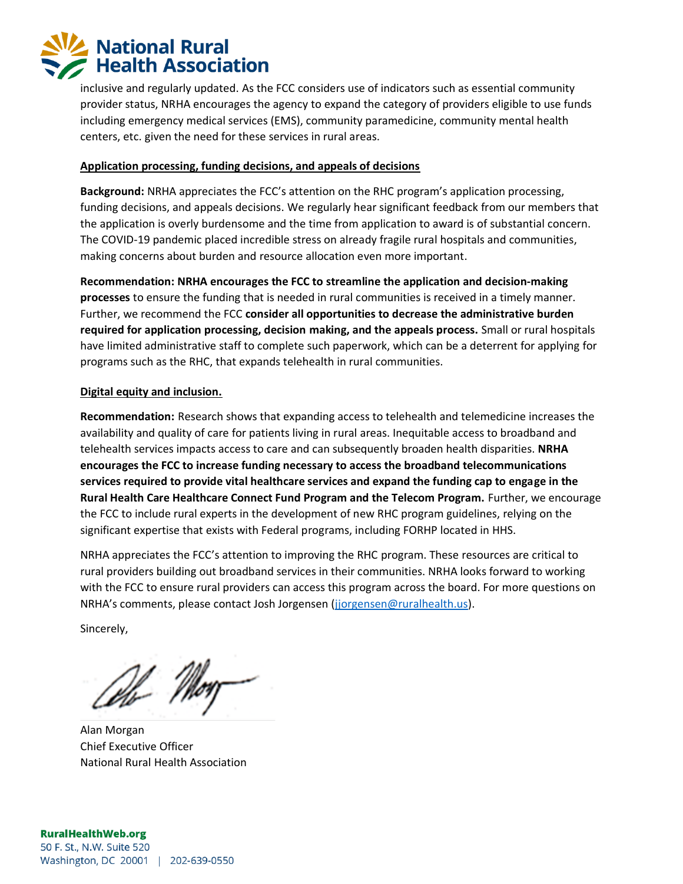inclusive and regularly updated. As the FCC considers use of indicators such as essential community provider status, NRHA encourages the agency to expand the category of providers eligible to use funds including emergency medical services (EMS), community paramedicine, community mental health centers, etc. given the need for these services in rural areas.

**Application processing, funding decisions, and appeals of decisions**

**Background:** NRHA appreciates the FCC's attention on the RHC program's application processing, funding decisions, and appeals decisions. We regularly hear significant feedback from our members that the application is overly burdensome and the time from application to award is of substantial concern. The COVID-19 pandemic placed incredible stress on already fragile rural hospitals and communities, making concerns about burden and resource allocation even more important.

**Recommendation: NRHA encourages the FCC to streamline the application and decision-making processes** to ensure the funding that is needed in rural communities is received in a timely manner. Further, we recommend the FCC **consider all opportunities to decrease the administrative burden required for application processing, decision making, and the appeals process.** Small or rural hospitals have limited administrative staff to complete such paperwork, which can be a deterrent for applying for programs such as the RHC, that expands telehealth in rural communities.

**Digital equity and inclusion.**

**Recommendation:** Research shows that expanding access to telehealth and telemedicine increases the availability and quality of care for patients living in rural areas. Inequitable access to broadband and telehealth services impacts access to care and can subsequently broaden health disparities. **NRHA encourages the FCC to increase funding necessary to access the broadband telecommunications services required to provide vital healthcare services and expand the funding cap to engage in the Rural Health Care Healthcare Connect Fund Program and the Telecom Program.** Further, we encourage the FCC to include rural experts in the development of new RHC program guidelines, relying on the significant expertise that exists with Federal programs, including FORHP located in HHS.

NRHA appreciates the FCC's attention to improving the RHC program. These resources are critical to rural providers building out broadband services in their communities. NRHA looks forward to working with the FCC to ensure rural providers can access this program across the board. For more questions on NRHA's comments, please contact Josh Jorgensen (jjorgensen@ruralhealth.us).

Sincerely,

Alan Morgan
Chief Executive Officer
National Rural Health Association